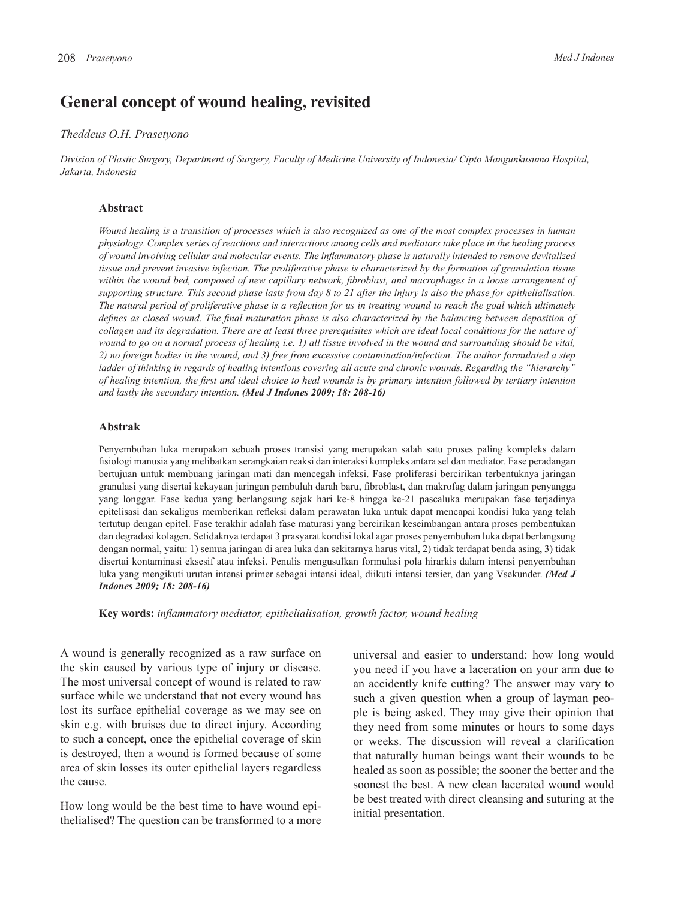# General concept of wound healing, revisited

*Theddeus O.H. Prasetyono*

*Division of Plastic Surgery, Department of Surgery, Faculty of Medicine University of Indonesia/ Cipto Mangunkusumo Hospital, Jakarta, Indonesia*

### Abstract

*Wound healing is a transition of processes which is also recognized as one of the most complex processes in human physiology. Complex series of reactions and interactions among cells and mediators take place in the healing process of wound involving cellular and molecular events. The inflammatory phase is naturally intended to remove devitalized tissue and prevent invasive infection. The proliferative phase is characterized by the formation of granulation tissue within the wound bed, composed of new capillary network, fibroblast, and macrophages in a loose arrangement of supporting structure. This second phase lasts from day 8 to 21 after the injury is also the phase for epithelialisation. The natural period of proliferative phase is a reflection for us in treating wound to reach the goal which ultimately defines as closed wound. The final maturation phase is also characterized by the balancing between deposition of collagen and its degradation. There are at least three prerequisites which are ideal local conditions for the nature of wound to go on a normal process of healing i.e. 1) all tissue involved in the wound and surrounding should be vital, 2) no foreign bodies in the wound, and 3) free from excessive contamination/infection. The author formulated a step ladder of thinking in regards of healing intentions covering all acute and chronic wounds. Regarding the "hierarchy" of healing intention, the first and ideal choice to heal wounds is by primary intention followed by tertiary intention and lastly the secondary intention.* ***(Med J Indones 2009; 18: 208-16)***

### Abstrak

Penyembuhan luka merupakan sebuah proses transisi yang merupakan salah satu proses paling kompleks dalam fisiologi manusia yang melibatkan serangkaian reaksi dan interaksi kompleks antara sel dan mediator. Fase peradangan bertujuan untuk membuang jaringan mati dan mencegah infeksi. Fase proliferasi bercirikan terbentuknya jaringan granulasi yang disertai kekayaan jaringan pembuluh darah baru, fibroblast, dan makrofag dalam jaringan penyangga yang longgar. Fase kedua yang berlangsung sejak hari ke-8 hingga ke-21 pascaluka merupakan fase terjadinya epitelisasi dan sekaligus memberikan refleksi dalam perawatan luka untuk dapat mencapai kondisi luka yang telah tertutup dengan epitel. Fase terakhir adalah fase maturasi yang bercirikan keseimbangan antara proses pembentukan dan degradasi kolagen. Setidaknya terdapat 3 prasyarat kondisi lokal agar proses penyembuhan luka dapat berlangsung dengan normal, yaitu: 1) semua jaringan di area luka dan sekitarnya harus vital, 2) tidak terdapat benda asing, 3) tidak disertai kontaminasi eksesif atau infeksi. Penulis mengusulkan formulasi pola hirarkis dalam intensi penyembuhan luka yang mengikuti urutan intensi primer sebagai intensi ideal, diikuti intensi tersier, dan yang Vsekunder. ***(Med J Indones 2009; 18: 208-16)***

**Key words:** *inflammatory mediator, epithelialisation, growth factor, wound healing*

A wound is generally recognized as a raw surface on the skin caused by various type of injury or disease. The most universal concept of wound is related to raw surface while we understand that not every wound has lost its surface epithelial coverage as we may see on skin e.g. with bruises due to direct injury. According to such a concept, once the epithelial coverage of skin is destroyed, then a wound is formed because of some area of skin losses its outer epithelial layers regardless the cause.

How long would be the best time to have wound epithelialised? The question can be transformed to a more universal and easier to understand: how long would you need if you have a laceration on your arm due to an accidently knife cutting? The answer may vary to such a given question when a group of layman people is being asked. They may give their opinion that they need from some minutes or hours to some days or weeks. The discussion will reveal a clarification that naturally human beings want their wounds to be healed as soon as possible; the sooner the better and the soonest the best. A new clean lacerated wound would be best treated with direct cleansing and suturing at the initial presentation.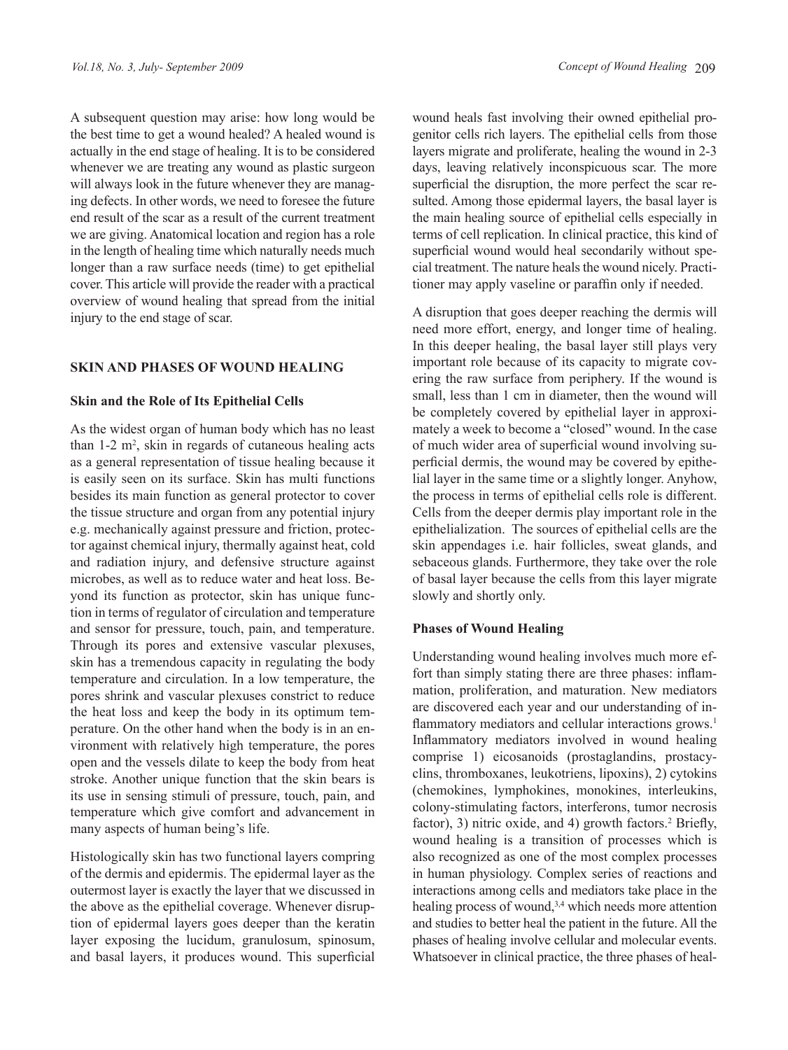A subsequent question may arise: how long would be the best time to get a wound healed? A healed wound is actually in the end stage of healing. It is to be considered whenever we are treating any wound as plastic surgeon will always look in the future whenever they are managing defects. In other words, we need to foresee the future end result of the scar as a result of the current treatment we are giving. Anatomical location and region has a role in the length of healing time which naturally needs much longer than a raw surface needs (time) to get epithelial cover. This article will provide the reader with a practical overview of wound healing that spread from the initial injury to the end stage of scar.

## SKIN AND PHASES OF WOUND HEALING

### Skin and the Role of Its Epithelial Cells

As the widest organ of human body which has no least than 1-2 m$^2$, skin in regards of cutaneous healing acts as a general representation of tissue healing because it is easily seen on its surface. Skin has multi functions besides its main function as general protector to cover the tissue structure and organ from any potential injury e.g. mechanically against pressure and friction, protector against chemical injury, thermally against heat, cold and radiation injury, and defensive structure against microbes, as well as to reduce water and heat loss. Beyond its function as protector, skin has unique function in terms of regulator of circulation and temperature and sensor for pressure, touch, pain, and temperature. Through its pores and extensive vascular plexuses, skin has a tremendous capacity in regulating the body temperature and circulation. In a low temperature, the pores shrink and vascular plexuses constrict to reduce the heat loss and keep the body in its optimum temperature. On the other hand when the body is in an environment with relatively high temperature, the pores open and the vessels dilate to keep the body from heat stroke. Another unique function that the skin bears is its use in sensing stimuli of pressure, touch, pain, and temperature which give comfort and advancement in many aspects of human being's life.

Histologically skin has two functional layers compring of the dermis and epidermis. The epidermal layer as the outermost layer is exactly the layer that we discussed in the above as the epithelial coverage. Whenever disruption of epidermal layers goes deeper than the keratin layer exposing the lucidum, granulosum, spinosum, and basal layers, it produces wound. This superficial wound heals fast involving their owned epithelial progenitor cells rich layers. The epithelial cells from those layers migrate and proliferate, healing the wound in 2-3 days, leaving relatively inconspicuous scar. The more superficial the disruption, the more perfect the scar resulted. Among those epidermal layers, the basal layer is the main healing source of epithelial cells especially in terms of cell replication. In clinical practice, this kind of superficial wound would heal secondarily without special treatment. The nature heals the wound nicely. Practitioner may apply vaseline or paraffin only if needed.

A disruption that goes deeper reaching the dermis will need more effort, energy, and longer time of healing. In this deeper healing, the basal layer still plays very important role because of its capacity to migrate covering the raw surface from periphery. If the wound is small, less than 1 cm in diameter, then the wound will be completely covered by epithelial layer in approximately a week to become a "closed" wound. In the case of much wider area of superficial wound involving superficial dermis, the wound may be covered by epithelial layer in the same time or a slightly longer. Anyhow, the process in terms of epithelial cells role is different. Cells from the deeper dermis play important role in the epithelialization. The sources of epithelial cells are the skin appendages i.e. hair follicles, sweat glands, and sebaceous glands. Furthermore, they take over the role of basal layer because the cells from this layer migrate slowly and shortly only.

### Phases of Wound Healing

Understanding wound healing involves much more effort than simply stating there are three phases: inflammation, proliferation, and maturation. New mediators are discovered each year and our understanding of inflammatory mediators and cellular interactions grows.[1] Inflammatory mediators involved in wound healing comprise 1) eicosanoids (prostaglandins, prostacyclins, thromboxanes, leukotriens, lipoxins), 2) cytokins (chemokines, lymphokines, monokines, interleukins, colony-stimulating factors, interferons, tumor necrosis factor), 3) nitric oxide, and 4) growth factors.[2] Briefly, wound healing is a transition of processes which is also recognized as one of the most complex processes in human physiology. Complex series of reactions and interactions among cells and mediators take place in the healing process of wound,[3,4] which needs more attention and studies to better heal the patient in the future. All the phases of healing involve cellular and molecular events. Whatsoever in clinical practice, the three phases of heal-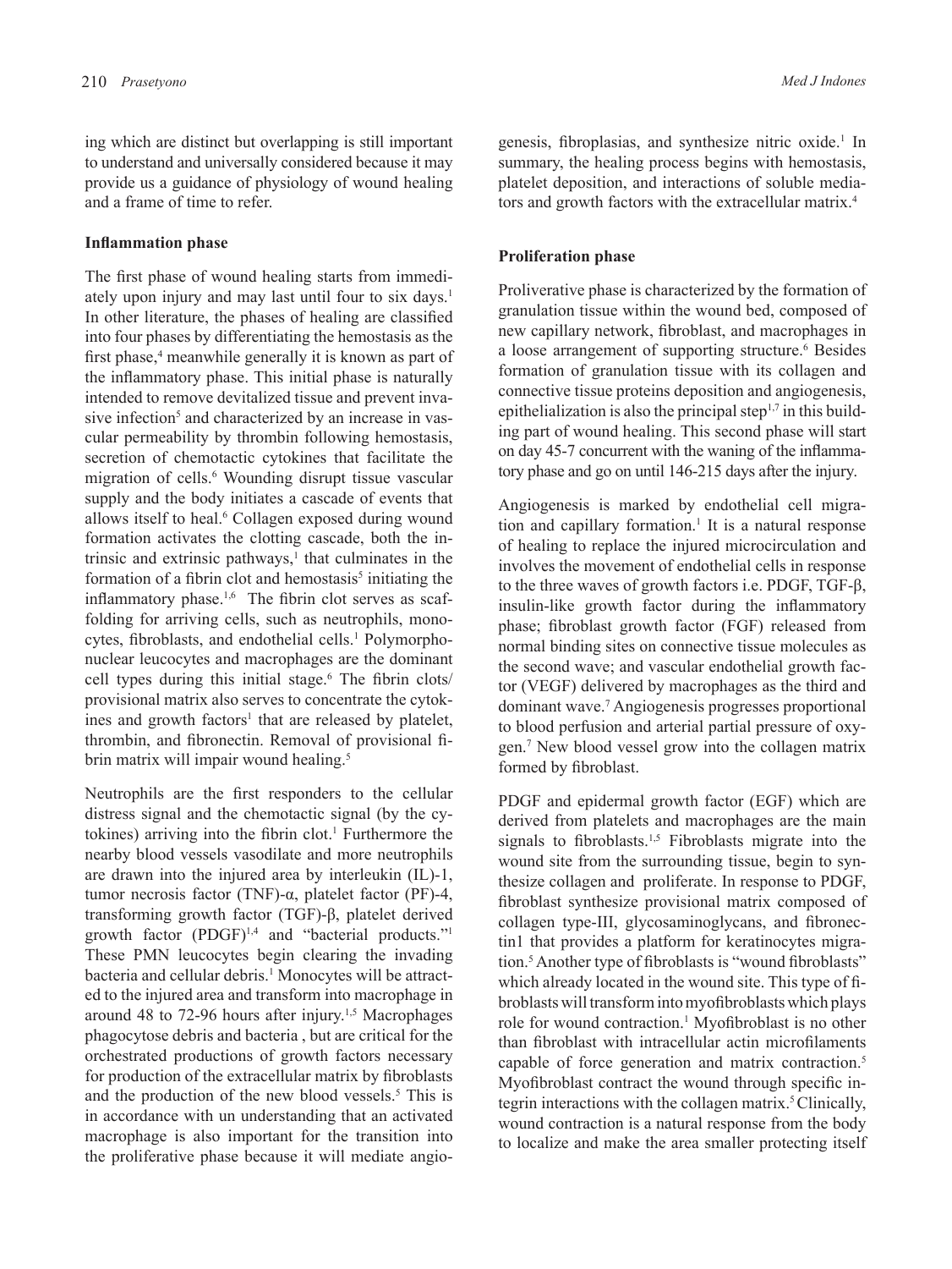ing which are distinct but overlapping is still important to understand and universally considered because it may provide us a guidance of physiology of wound healing and a frame of time to refer.

**Inflammation phase**

The first phase of wound healing starts from immediately upon injury and may last until four to six days.[1] In other literature, the phases of healing are classified into four phases by differentiating the hemostasis as the first phase,[4] meanwhile generally it is known as part of the inflammatory phase. This initial phase is naturally intended to remove devitalized tissue and prevent invasive infection[5] and characterized by an increase in vascular permeability by thrombin following hemostasis, secretion of chemotactic cytokines that facilitate the migration of cells.[6] Wounding disrupt tissue vascular supply and the body initiates a cascade of events that allows itself to heal.[6] Collagen exposed during wound formation activates the clotting cascade, both the intrinsic and extrinsic pathways,[1] that culminates in the formation of a fibrin clot and hemostasis[5] initiating the inflammatory phase.[1,6] The fibrin clot serves as scaffolding for arriving cells, such as neutrophils, monocytes, fibroblasts, and endothelial cells.[1] Polymorphonuclear leucocytes and macrophages are the dominant cell types during this initial stage.[6] The fibrin clots/provisional matrix also serves to concentrate the cytokines and growth factors[1] that are released by platelet, thrombin, and fibronectin. Removal of provisional fibrin matrix will impair wound healing.[5]

Neutrophils are the first responders to the cellular distress signal and the chemotactic signal (by the cytokines) arriving into the fibrin clot.[1] Furthermore the nearby blood vessels vasodilate and more neutrophils are drawn into the injured area by interleukin (IL)-1, tumor necrosis factor (TNF)-α, platelet factor (PF)-4, transforming growth factor (TGF)-β, platelet derived growth factor (PDGF)[1,4] and "bacterial products."[1] These PMN leucocytes begin clearing the invading bacteria and cellular debris.[1] Monocytes will be attracted to the injured area and transform into macrophage in around 48 to 72-96 hours after injury.[1,5] Macrophages phagocytose debris and bacteria , but are critical for the orchestrated productions of growth factors necessary for production of the extracellular matrix by fibroblasts and the production of the new blood vessels.[5] This is in accordance with un understanding that an activated macrophage is also important for the transition into the proliferative phase because it will mediate angiogenesis, fibroplasias, and synthesize nitric oxide.[1] In summary, the healing process begins with hemostasis, platelet deposition, and interactions of soluble mediators and growth factors with the extracellular matrix.[4]

**Proliferation phase**

Proliverative phase is characterized by the formation of granulation tissue within the wound bed, composed of new capillary network, fibroblast, and macrophages in a loose arrangement of supporting structure.[6] Besides formation of granulation tissue with its collagen and connective tissue proteins deposition and angiogenesis, epithelialization is also the principal step[1,7] in this building part of wound healing. This second phase will start on day 4[5-7] concurrent with the waning of the inflammatory phase and go on until 14[6-21][5] days after the injury.

Angiogenesis is marked by endothelial cell migration and capillary formation.[1] It is a natural response of healing to replace the injured microcirculation and involves the movement of endothelial cells in response to the three waves of growth factors i.e. PDGF, TGF-β, insulin-like growth factor during the inflammatory phase; fibroblast growth factor (FGF) released from normal binding sites on connective tissue molecules as the second wave; and vascular endothelial growth factor (VEGF) delivered by macrophages as the third and dominant wave.[7] Angiogenesis progresses proportional to blood perfusion and arterial partial pressure of oxygen.[7] New blood vessel grow into the collagen matrix formed by fibroblast.

PDGF and epidermal growth factor (EGF) which are derived from platelets and macrophages are the main signals to fibroblasts.[1,5] Fibroblasts migrate into the wound site from the surrounding tissue, begin to synthesize collagen and proliferate. In response to PDGF, fibroblast synthesize provisional matrix composed of collagen type-III, glycosaminoglycans, and fibronectin1 that provides a platform for keratinocytes migration.[5] Another type of fibroblasts is "wound fibroblasts" which already located in the wound site. This type of fibroblasts will transform into myofibroblasts which plays role for wound contraction.[1] Myofibroblast is no other than fibroblast with intracellular actin microfilaments capable of force generation and matrix contraction.[5] Myofibroblast contract the wound through specific integrin interactions with the collagen matrix.[5] Clinically, wound contraction is a natural response from the body to localize and make the area smaller protecting itself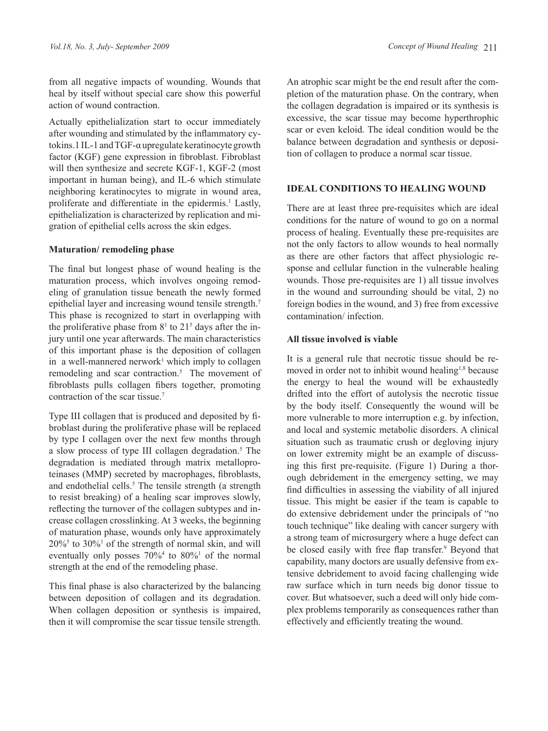from all negative impacts of wounding. Wounds that heal by itself without special care show this powerful action of wound contraction.

Actually epithelialization start to occur immediately after wounding and stimulated by the inflammatory cytokins.1 IL-1 and TGF-α upregulate keratinocyte growth factor (KGF) gene expression in fibroblast. Fibroblast will then synthesize and secrete KGF-1, KGF-2 (most important in human being), and IL-6 which stimulate neighboring keratinocytes to migrate in wound area, proliferate and differentiate in the epidermis.[1] Lastly, epithelialization is characterized by replication and migration of epithelial cells across the skin edges.

**Maturation/ remodeling phase**

The final but longest phase of wound healing is the maturation process, which involves ongoing remodeling of granulation tissue beneath the newly formed epithelial layer and increasing wound tensile strength.[7] This phase is recognized to start in overlapping with the proliferative phase from 8[1] to 21[5] days after the injury until one year afterwards. The main characteristics of this important phase is the deposition of collagen in a well-mannered nerwork[1] which imply to collagen remodeling and scar contraction.[5] The movement of fibroblasts pulls collagen fibers together, promoting contraction of the scar tissue.[7]

Type III collagen that is produced and deposited by fibroblast during the proliferative phase will be replaced by type I collagen over the next few months through a slow process of type III collagen degradation.[5] The degradation is mediated through matrix metalloproteinases (MMP) secreted by macrophages, fibroblasts, and endothelial cells.[5] The tensile strength (a strength to resist breaking) of a healing scar improves slowly, reflecting the turnover of the collagen subtypes and increase collagen crosslinking. At 3 weeks, the beginning of maturation phase, wounds only have approximately 20%[5] to 30%[1] of the strength of normal skin, and will eventually only posses 70%[4] to 80%[1] of the normal strength at the end of the remodeling phase.

This final phase is also characterized by the balancing between deposition of collagen and its degradation. When collagen deposition or synthesis is impaired, then it will compromise the scar tissue tensile strength. An atrophic scar might be the end result after the completion of the maturation phase. On the contrary, when the collagen degradation is impaired or its synthesis is excessive, the scar tissue may become hyperthrophic scar or even keloid. The ideal condition would be the balance between degradation and synthesis or deposition of collagen to produce a normal scar tissue.

## IDEAL CONDITIONS TO HEALING WOUND

There are at least three pre-requisites which are ideal conditions for the nature of wound to go on a normal process of healing. Eventually these pre-requisites are not the only factors to allow wounds to heal normally as there are other factors that affect physiologic response and cellular function in the vulnerable healing wounds. Those pre-requisites are 1) all tissue involves in the wound and surrounding should be vital, 2) no foreign bodies in the wound, and 3) free from excessive contamination/ infection.

**All tissue involved is viable**

It is a general rule that necrotic tissue should be removed in order not to inhibit wound healing[1,8] because the energy to heal the wound will be exhaustedly drifted into the effort of autolysis the necrotic tissue by the body itself. Consequently the wound will be more vulnerable to more interruption e.g. by infection, and local and systemic metabolic disorders. A clinical situation such as traumatic crush or degloving injury on lower extremity might be an example of discussing this first pre-requisite. (Figure 1) During a thorough debridement in the emergency setting, we may find difficulties in assessing the viability of all injured tissue. This might be easier if the team is capable to do extensive debridement under the principals of "no touch technique" like dealing with cancer surgery with a strong team of microsurgery where a huge defect can be closed easily with free flap transfer.[9] Beyond that capability, many doctors are usually defensive from extensive debridement to avoid facing challenging wide raw surface which in turn needs big donor tissue to cover. But whatsoever, such a deed will only hide complex problems temporarily as consequences rather than effectively and efficiently treating the wound.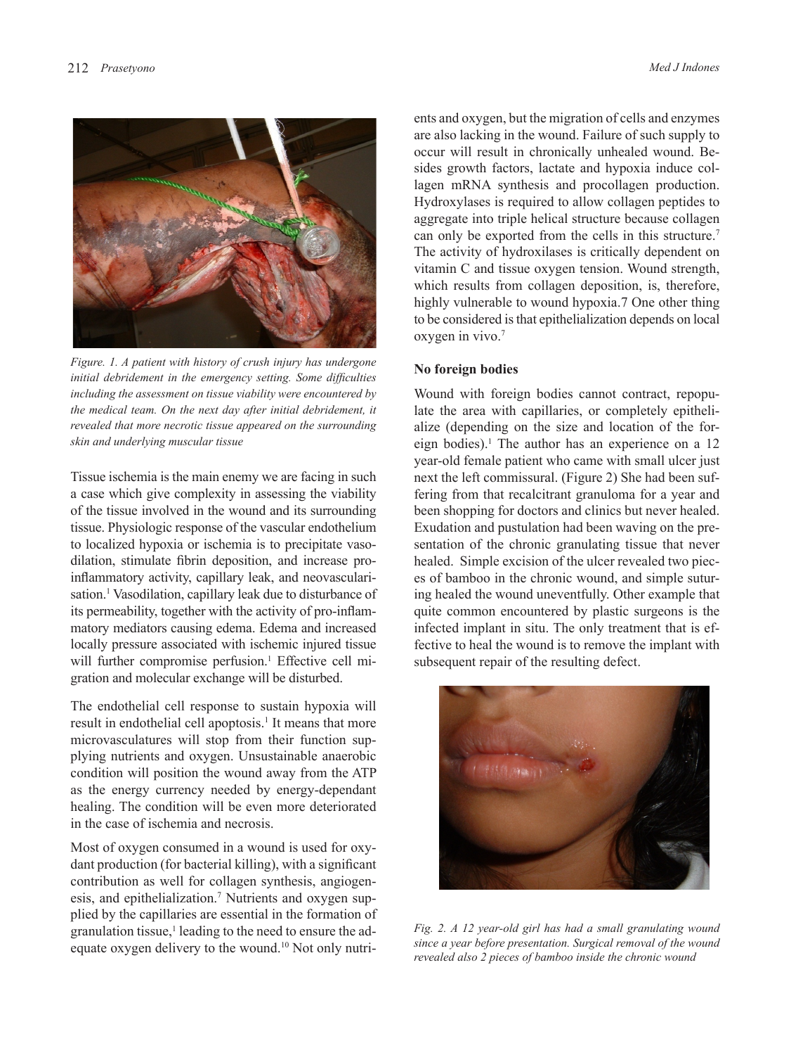Figure. 1. A patient with history of crush injury has undergone initial debridement in the emergency setting. Some difficulties including the assessment on tissue viability were encountered by the medical team. On the next day after initial debridement, it revealed that more necrotic tissue appeared on the surrounding skin and underlying muscular tissue

Tissue ischemia is the main enemy we are facing in such a case which give complexity in assessing the viability of the tissue involved in the wound and its surrounding tissue. Physiologic response of the vascular endothelium to localized hypoxia or ischemia is to precipitate vasodilation, stimulate fibrin deposition, and increase proinflammatory activity, capillary leak, and neovascularisation.[1] Vasodilation, capillary leak due to disturbance of its permeability, together with the activity of pro-inflammatory mediators causing edema. Edema and increased locally pressure associated with ischemic injured tissue will further compromise perfusion.[1] Effective cell migration and molecular exchange will be disturbed.

The endothelial cell response to sustain hypoxia will result in endothelial cell apoptosis.[1] It means that more microvasculatures will stop from their function supplying nutrients and oxygen. Unsustainable anaerobic condition will position the wound away from the ATP as the energy currency needed by energy-dependant healing. The condition will be even more deteriorated in the case of ischemia and necrosis.

Most of oxygen consumed in a wound is used for oxydant production (for bacterial killing), with a significant contribution as well for collagen synthesis, angiogenesis, and epithelialization.[7] Nutrients and oxygen supplied by the capillaries are essential in the formation of granulation tissue,[1] leading to the need to ensure the adequate oxygen delivery to the wound.[10] Not only nutrients and oxygen, but the migration of cells and enzymes are also lacking in the wound. Failure of such supply to occur will result in chronically unhealed wound. Besides growth factors, lactate and hypoxia induce collagen mRNA synthesis and procollagen production. Hydroxylases is required to allow collagen peptides to aggregate into triple helical structure because collagen can only be exported from the cells in this structure.[7] The activity of hydroxilases is critically dependent on vitamin C and tissue oxygen tension. Wound strength, which results from collagen deposition, is, therefore, highly vulnerable to wound hypoxia.7 One other thing to be considered is that epithelialization depends on local oxygen in vivo.[7]

**No foreign bodies**

Wound with foreign bodies cannot contract, repopulate the area with capillaries, or completely epithelialize (depending on the size and location of the foreign bodies).[1] The author has an experience on a 12 year-old female patient who came with small ulcer just next the left commissural. (Figure 2) She had been suffering from that recalcitrant granuloma for a year and been shopping for doctors and clinics but never healed. Exudation and pustulation had been waving on the presentation of the chronic granulating tissue that never healed. Simple excision of the ulcer revealed two pieces of bamboo in the chronic wound, and simple suturing healed the wound uneventfully. Other example that quite common encountered by plastic surgeons is the infected implant in situ. The only treatment that is effective to heal the wound is to remove the implant with subsequent repair of the resulting defect.

Fig. 2. A 12 year-old girl has had a small granulating wound since a year before presentation. Surgical removal of the wound revealed also 2 pieces of bamboo inside the chronic wound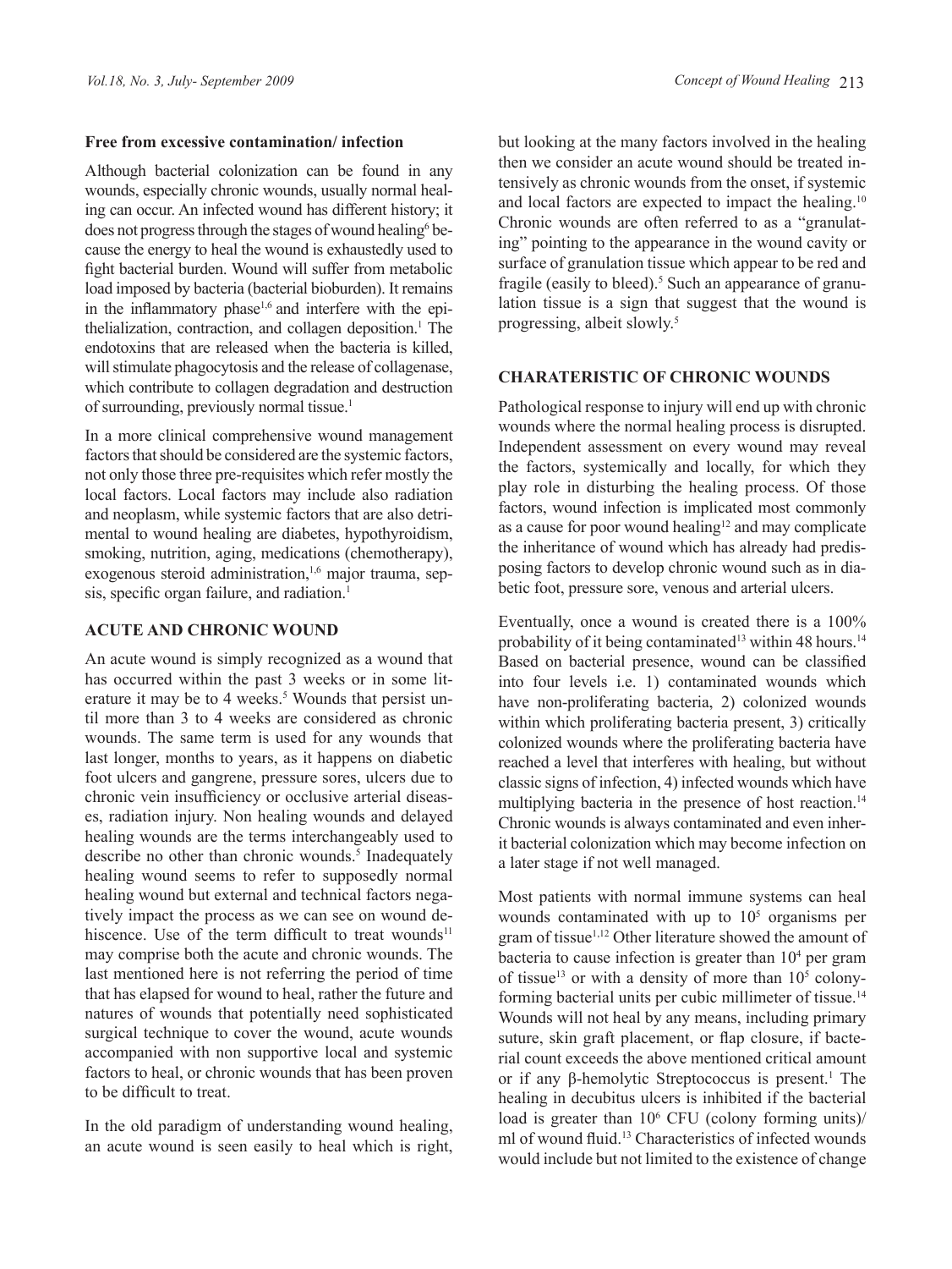**Free from excessive contamination/ infection**

Although bacterial colonization can be found in any wounds, especially chronic wounds, usually normal healing can occur. An infected wound has different history; it does not progress through the stages of wound healing[6] because the energy to heal the wound is exhaustedly used to fight bacterial burden. Wound will suffer from metabolic load imposed by bacteria (bacterial bioburden). It remains in the inflammatory phase[1,6] and interfere with the epithelialization, contraction, and collagen deposition.[1] The endotoxins that are released when the bacteria is killed, will stimulate phagocytosis and the release of collagenase, which contribute to collagen degradation and destruction of surrounding, previously normal tissue.[1]

In a more clinical comprehensive wound management factors that should be considered are the systemic factors, not only those three pre-requisites which refer mostly the local factors. Local factors may include also radiation and neoplasm, while systemic factors that are also detrimental to wound healing are diabetes, hypothyroidism, smoking, nutrition, aging, medications (chemotherapy), exogenous steroid administration,[1,6] major trauma, sepsis, specific organ failure, and radiation.[1]

## ACUTE AND CHRONIC WOUND

An acute wound is simply recognized as a wound that has occurred within the past 3 weeks or in some literature it may be to 4 weeks.[5] Wounds that persist until more than 3 to 4 weeks are considered as chronic wounds. The same term is used for any wounds that last longer, months to years, as it happens on diabetic foot ulcers and gangrene, pressure sores, ulcers due to chronic vein insufficiency or occlusive arterial diseases, radiation injury. Non healing wounds and delayed healing wounds are the terms interchangeably used to describe no other than chronic wounds.[5] Inadequately healing wound seems to refer to supposedly normal healing wound but external and technical factors negatively impact the process as we can see on wound dehiscence. Use of the term difficult to treat wounds[11] may comprise both the acute and chronic wounds. The last mentioned here is not referring the period of time that has elapsed for wound to heal, rather the future and natures of wounds that potentially need sophisticated surgical technique to cover the wound, acute wounds accompanied with non supportive local and systemic factors to heal, or chronic wounds that has been proven to be difficult to treat.

In the old paradigm of understanding wound healing, an acute wound is seen easily to heal which is right, but looking at the many factors involved in the healing then we consider an acute wound should be treated intensively as chronic wounds from the onset, if systemic and local factors are expected to impact the healing.[10] Chronic wounds are often referred to as a "granulating" pointing to the appearance in the wound cavity or surface of granulation tissue which appear to be red and fragile (easily to bleed).[5] Such an appearance of granulation tissue is a sign that suggest that the wound is progressing, albeit slowly.[5]

## CHARATERISTIC OF CHRONIC WOUNDS

Pathological response to injury will end up with chronic wounds where the normal healing process is disrupted. Independent assessment on every wound may reveal the factors, systemically and locally, for which they play role in disturbing the healing process. Of those factors, wound infection is implicated most commonly as a cause for poor wound healing[12] and may complicate the inheritance of wound which has already had predisposing factors to develop chronic wound such as in diabetic foot, pressure sore, venous and arterial ulcers.

Eventually, once a wound is created there is a 100% probability of it being contaminated[13] within 48 hours.[14] Based on bacterial presence, wound can be classified into four levels i.e. 1) contaminated wounds which have non-proliferating bacteria, 2) colonized wounds within which proliferating bacteria present, 3) critically colonized wounds where the proliferating bacteria have reached a level that interferes with healing, but without classic signs of infection, 4) infected wounds which have multiplying bacteria in the presence of host reaction.[14] Chronic wounds is always contaminated and even inherit bacterial colonization which may become infection on a later stage if not well managed.

Most patients with normal immune systems can heal wounds contaminated with up to $10^5$ organisms per gram of tissue[1,12] Other literature showed the amount of bacteria to cause infection is greater than $10^4$ per gram of tissue[13] or with a density of more than $10^5$ colony-forming bacterial units per cubic millimeter of tissue.[14] Wounds will not heal by any means, including primary suture, skin graft placement, or flap closure, if bacterial count exceeds the above mentioned critical amount or if any β-hemolytic Streptococcus is present.[1] The healing in decubitus ulcers is inhibited if the bacterial load is greater than $10^6$ CFU (colony forming units)/ ml of wound fluid.[13] Characteristics of infected wounds would include but not limited to the existence of change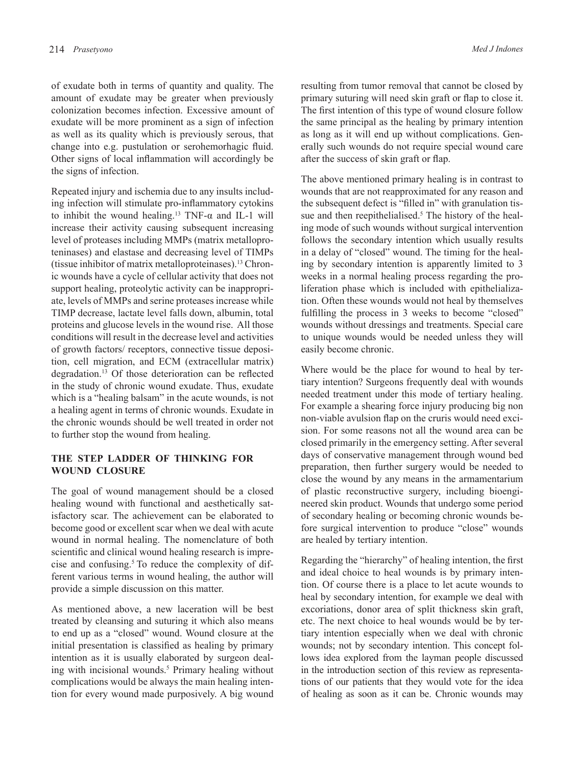of exudate both in terms of quantity and quality. The amount of exudate may be greater when previously colonization becomes infection. Excessive amount of exudate will be more prominent as a sign of infection as well as its quality which is previously serous, that change into e.g. pustulation or serohemorhagic fluid. Other signs of local inflammation will accordingly be the signs of infection.

Repeated injury and ischemia due to any insults including infection will stimulate pro-inflammatory cytokins to inhibit the wound healing.[13] TNF-α and IL-1 will increase their activity causing subsequent increasing level of proteases including MMPs (matrix metalloproteninases) and elastase and decreasing level of TIMPs (tissue inhibitor of matrix metalloproteinases).[13] Chronic wounds have a cycle of cellular activity that does not support healing, proteolytic activity can be inappropriate, levels of MMPs and serine proteases increase while TIMP decrease, lactate level falls down, albumin, total proteins and glucose levels in the wound rise. All those conditions will result in the decrease level and activities of growth factors/ receptors, connective tissue deposition, cell migration, and ECM (extracellular matrix) degradation.[13] Of those deterioration can be reflected in the study of chronic wound exudate. Thus, exudate which is a "healing balsam" in the acute wounds, is not a healing agent in terms of chronic wounds. Exudate in the chronic wounds should be well treated in order not to further stop the wound from healing.

## THE STEP LADDER OF THINKING FOR WOUND CLOSURE

The goal of wound management should be a closed healing wound with functional and aesthetically satisfactory scar. The achievement can be elaborated to become good or excellent scar when we deal with acute wound in normal healing. The nomenclature of both scientific and clinical wound healing research is imprecise and confusing.[5] To reduce the complexity of different various terms in wound healing, the author will provide a simple discussion on this matter.

As mentioned above, a new laceration will be best treated by cleansing and suturing it which also means to end up as a "closed" wound. Wound closure at the initial presentation is classified as healing by primary intention as it is usually elaborated by surgeon dealing with incisional wounds.[5] Primary healing without complications would be always the main healing intention for every wound made purposively. A big wound resulting from tumor removal that cannot be closed by primary suturing will need skin graft or flap to close it. The first intention of this type of wound closure follow the same principal as the healing by primary intention as long as it will end up without complications. Generally such wounds do not require special wound care after the success of skin graft or flap.

The above mentioned primary healing is in contrast to wounds that are not reapproximated for any reason and the subsequent defect is "filled in" with granulation tissue and then reepithelialised.[5] The history of the healing mode of such wounds without surgical intervention follows the secondary intention which usually results in a delay of "closed" wound. The timing for the healing by secondary intention is apparently limited to 3 weeks in a normal healing process regarding the proliferation phase which is included with epithelialization. Often these wounds would not heal by themselves fulfilling the process in 3 weeks to become "closed" wounds without dressings and treatments. Special care to unique wounds would be needed unless they will easily become chronic.

Where would be the place for wound to heal by tertiary intention? Surgeons frequently deal with wounds needed treatment under this mode of tertiary healing. For example a shearing force injury producing big non non-viable avulsion flap on the cruris would need excision. For some reasons not all the wound area can be closed primarily in the emergency setting. After several days of conservative management through wound bed preparation, then further surgery would be needed to close the wound by any means in the armamentarium of plastic reconstructive surgery, including bioengineered skin product. Wounds that undergo some period of secondary healing or becoming chronic wounds before surgical intervention to produce "close" wounds are healed by tertiary intention.

Regarding the "hierarchy" of healing intention, the first and ideal choice to heal wounds is by primary intention. Of course there is a place to let acute wounds to heal by secondary intention, for example we deal with excoriations, donor area of split thickness skin graft, etc. The next choice to heal wounds would be by tertiary intention especially when we deal with chronic wounds; not by secondary intention. This concept follows idea explored from the layman people discussed in the introduction section of this review as representations of our patients that they would vote for the idea of healing as soon as it can be. Chronic wounds may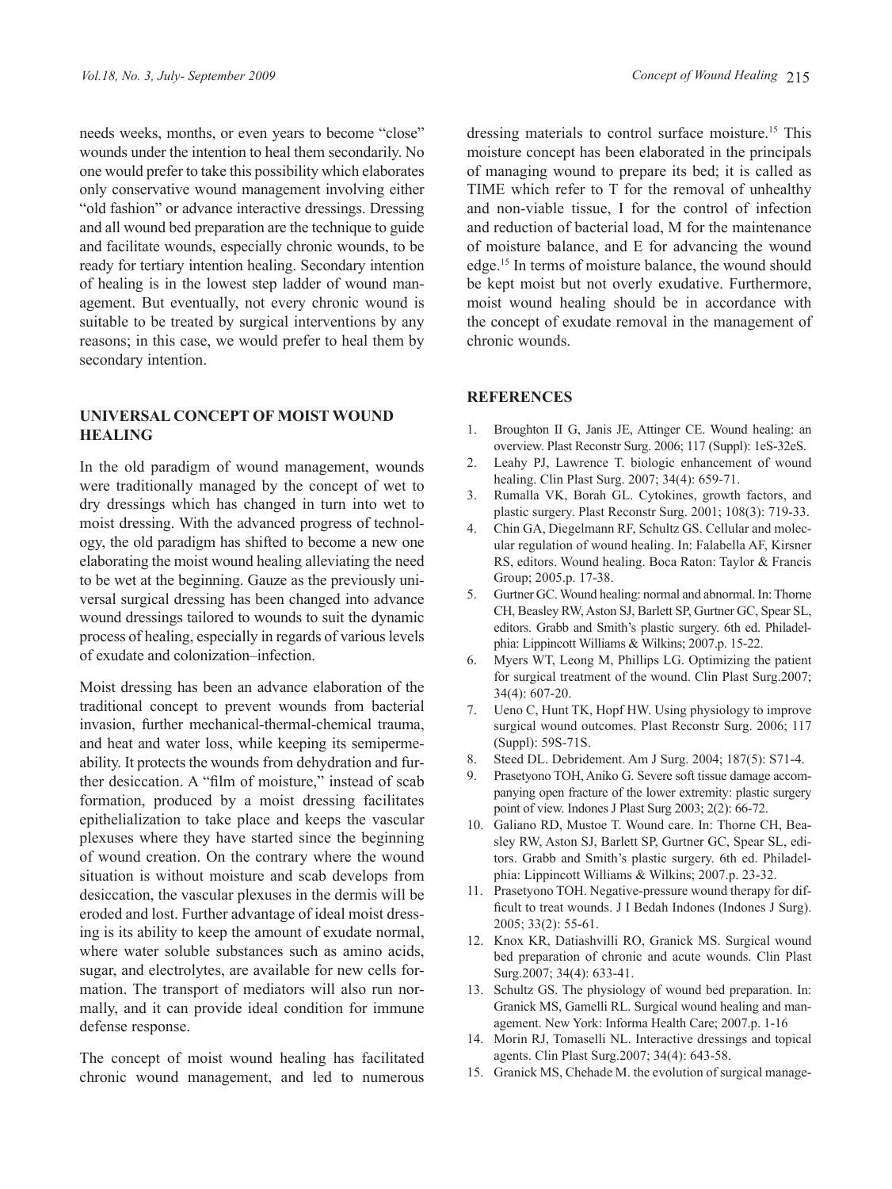needs weeks, months, or even years to become "close" wounds under the intention to heal them secondarily. No one would prefer to take this possibility which elaborates only conservative wound management involving either "old fashion" or advance interactive dressings. Dressing and all wound bed preparation are the technique to guide and facilitate wounds, especially chronic wounds, to be ready for tertiary intention healing. Secondary intention of healing is in the lowest step ladder of wound management. But eventually, not every chronic wound is suitable to be treated by surgical interventions by any reasons; in this case, we would prefer to heal them by secondary intention.

## UNIVERSAL CONCEPT OF MOIST WOUND HEALING

In the old paradigm of wound management, wounds were traditionally managed by the concept of wet to dry dressings which has changed in turn into wet to moist dressing. With the advanced progress of technology, the old paradigm has shifted to become a new one elaborating the moist wound healing alleviating the need to be wet at the beginning. Gauze as the previously universal surgical dressing has been changed into advance wound dressings tailored to wounds to suit the dynamic process of healing, especially in regards of various levels of exudate and colonization–infection.

Moist dressing has been an advance elaboration of the traditional concept to prevent wounds from bacterial invasion, further mechanical-thermal-chemical trauma, and heat and water loss, while keeping its semipermeability. It protects the wounds from dehydration and further desiccation. A "film of moisture," instead of scab formation, produced by a moist dressing facilitates epithelialization to take place and keeps the vascular plexuses where they have started since the beginning of wound creation. On the contrary where the wound situation is without moisture and scab develops from desiccation, the vascular plexuses in the dermis will be eroded and lost. Further advantage of ideal moist dressing is its ability to keep the amount of exudate normal, where water soluble substances such as amino acids, sugar, and electrolytes, are available for new cells formation. The transport of mediators will also run normally, and it can provide ideal condition for immune defense response.

The concept of moist wound healing has facilitated chronic wound management, and led to numerous dressing materials to control surface moisture.[15] This moisture concept has been elaborated in the principals of managing wound to prepare its bed; it is called as TIME which refer to T for the removal of unhealthy and non-viable tissue, I for the control of infection and reduction of bacterial load, M for the maintenance of moisture balance, and E for advancing the wound edge.[15] In terms of moisture balance, the wound should be kept moist but not overly exudative. Furthermore, moist wound healing should be in accordance with the concept of exudate removal in the management of chronic wounds.

## REFERENCES

1. Broughton II G, Janis JE, Attinger CE. Wound healing: an overview. Plast Reconstr Surg. 2006; 117 (Suppl): 1eS-32eS.
2. Leahy PJ, Lawrence T. biologic enhancement of wound healing. Clin Plast Surg. 2007; 34(4): 659-71.
3. Rumalla VK, Borah GL. Cytokines, growth factors, and plastic surgery. Plast Reconstr Surg. 2001; 108(3): 719-33.
4. Chin GA, Diegelmann RF, Schultz GS. Cellular and molecular regulation of wound healing. In: Falabella AF, Kirsner RS, editors. Wound healing. Boca Raton: Taylor & Francis Group; 2005.p. 17-38.
5. Gurtner GC. Wound healing: normal and abnormal. In: Thorne CH, Beasley RW, Aston SJ, Barlett SP, Gurtner GC, Spear SL, editors. Grabb and Smith's plastic surgery. 6th ed. Philadelphia: Lippincott Williams & Wilkins; 2007.p. 15-22.
6. Myers WT, Leong M, Phillips LG. Optimizing the patient for surgical treatment of the wound. Clin Plast Surg.2007; 34(4): 607-20.
7. Ueno C, Hunt TK, Hopf HW. Using physiology to improve surgical wound outcomes. Plast Reconstr Surg. 2006; 117 (Suppl): 59S-71S.
8. Steed DL. Debridement. Am J Surg. 2004; 187(5): S71-4.
9. Prasetyono TOH, Aniko G. Severe soft tissue damage accompanying open fracture of the lower extremity: plastic surgery point of view. Indones J Plast Surg 2003; 2(2): 66-72.
10. Galiano RD, Mustoe T. Wound care. In: Thorne CH, Beasley RW, Aston SJ, Barlett SP, Gurtner GC, Spear SL, editors. Grabb and Smith's plastic surgery. 6th ed. Philadelphia: Lippincott Williams & Wilkins; 2007.p. 23-32.
11. Prasetyono TOH. Negative-pressure wound therapy for difficult to treat wounds. J I Bedah Indones (Indones J Surg). 2005; 33(2): 55-61.
12. Knox KR, Datiashvilli RO, Granick MS. Surgical wound bed preparation of chronic and acute wounds. Clin Plast Surg.2007; 34(4): 633-41.
13. Schultz GS. The physiology of wound bed preparation. In: Granick MS, Gamelli RL. Surgical wound healing and management. New York: Informa Health Care; 2007.p. 1-16
14. Morin RJ, Tomaselli NL. Interactive dressings and topical agents. Clin Plast Surg.2007; 34(4): 643-58.
15. Granick MS, Chehade M. the evolution of surgical manage-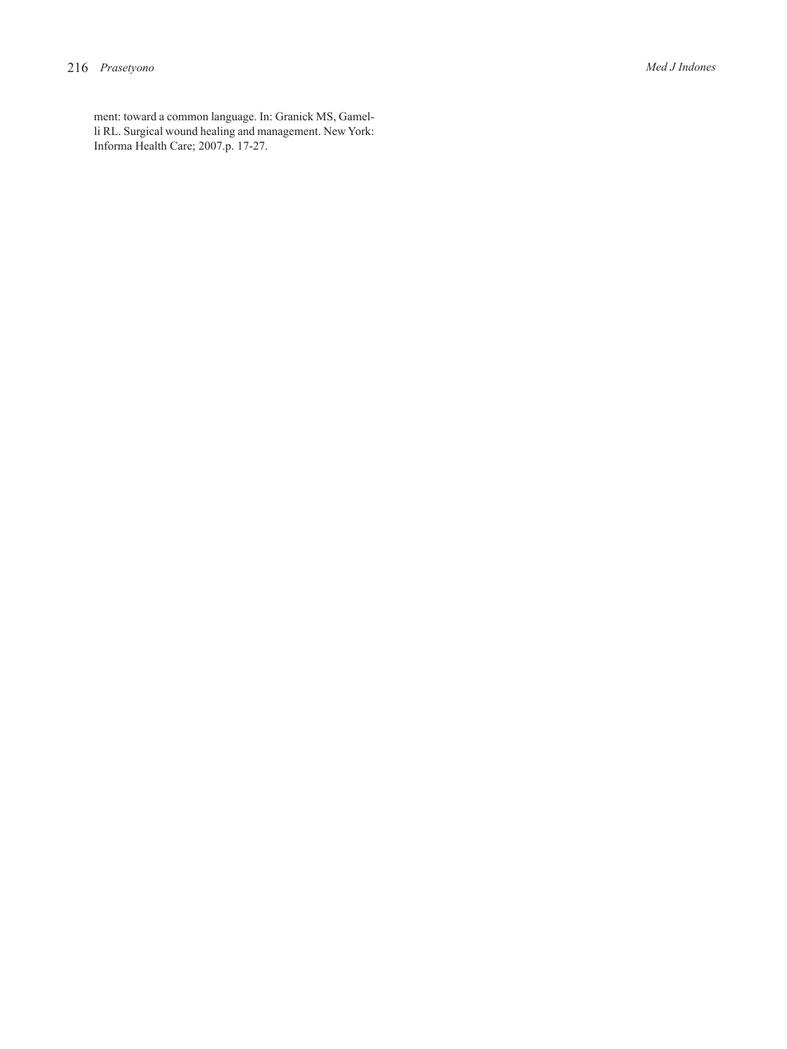ment: toward a common language. In: Granick MS, Gamelli RL. Surgical wound healing and management. New York: Informa Health Care; 2007.p. 17-27.